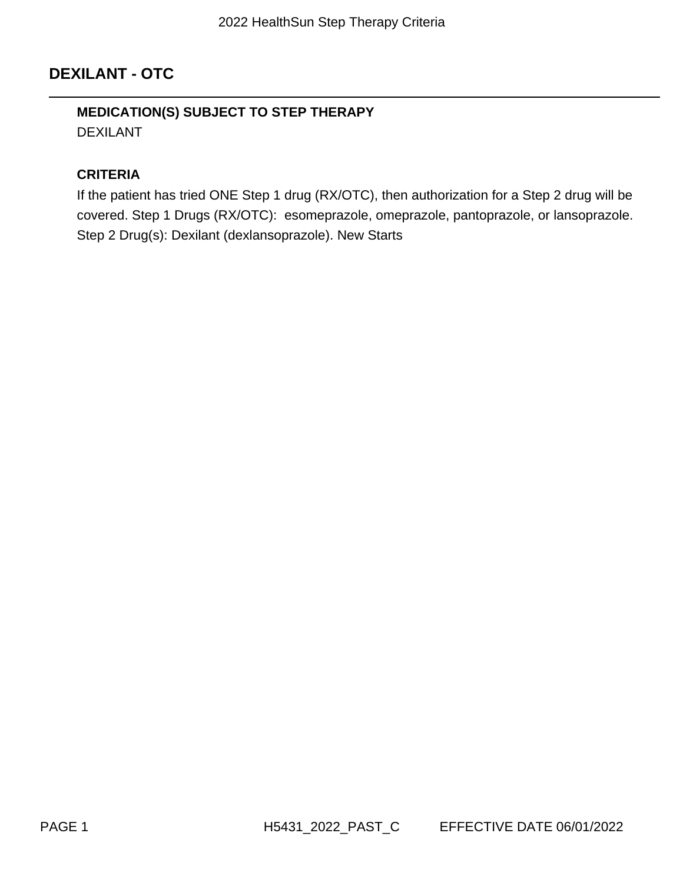## DEXILANT - OTC

**MEDICATION(S) SUBJECT TO STEP THERAPY**

DEXILANT

**CRITERIA**

If the patient has tried ONE Step 1 drug (RX/OTC), then authorization for a Step 2 drug will be covered. Step 1 Drugs (RX/OTC): esomeprazole, omeprazole, pantoprazole, or lansoprazole. Step 2 Drug(s): Dexilant (dexlansoprazole). New Starts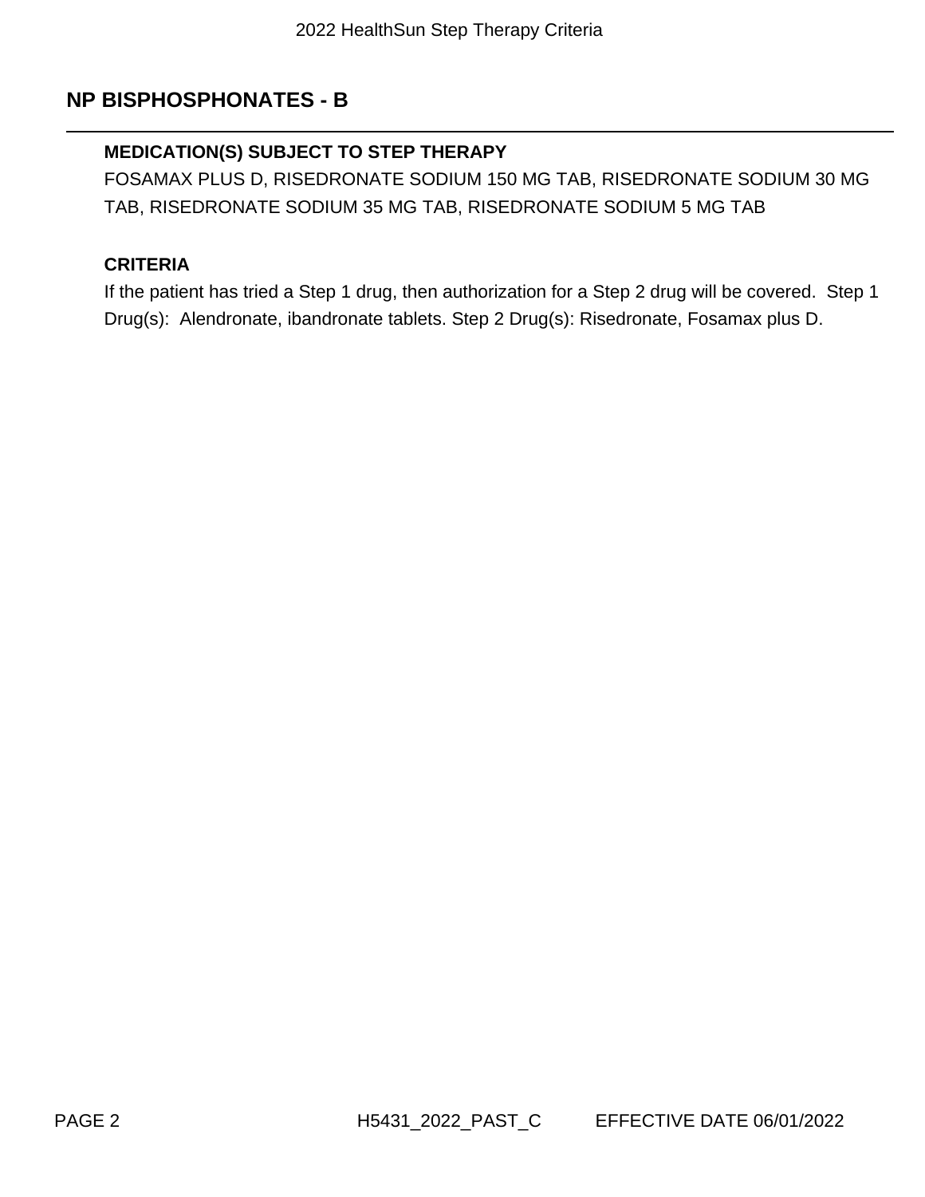## NP BISPHOSPHONATES - B

### MEDICATION(S) SUBJECT TO STEP THERAPY

FOSAMAX PLUS D, RISEDRONATE SODIUM 150 MG TAB, RISEDRONATE SODIUM 30 MG TAB, RISEDRONATE SODIUM 35 MG TAB, RISEDRONATE SODIUM 5 MG TAB

### CRITERIA

If the patient has tried a Step 1 drug, then authorization for a Step 2 drug will be covered. Step 1 Drug(s): Alendronate, ibandronate tablets. Step 2 Drug(s): Risedronate, Fosamax plus D.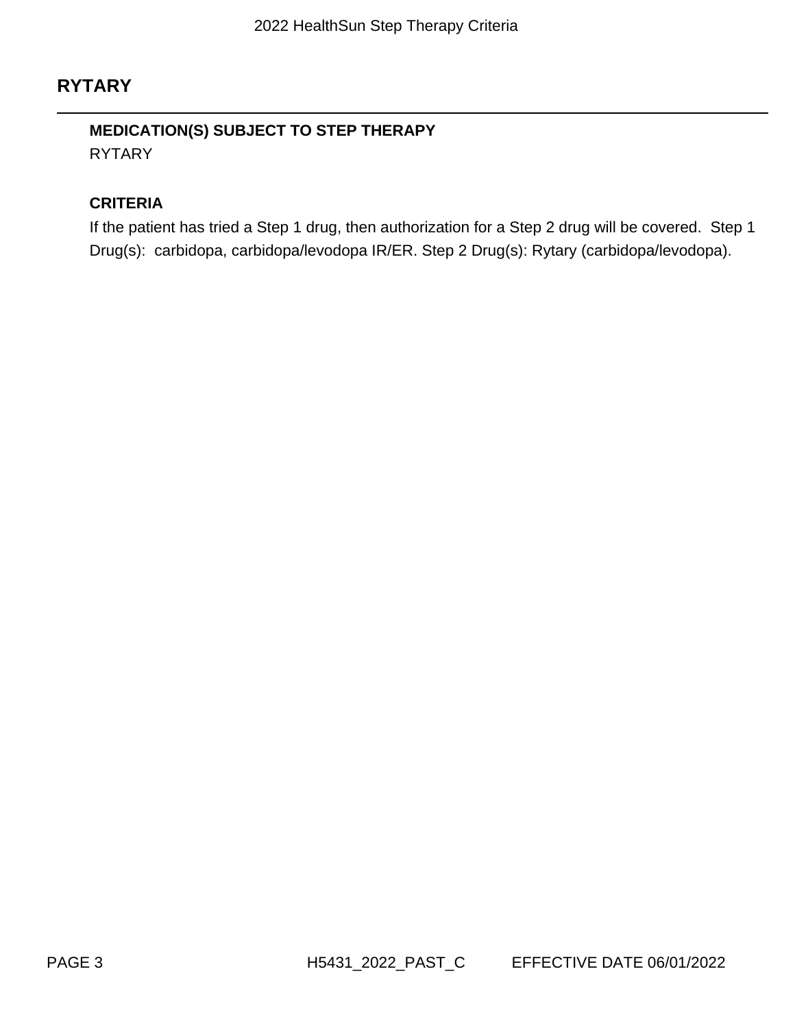## RYTARY

### MEDICATION(S) SUBJECT TO STEP THERAPY

RYTARY

### CRITERIA

If the patient has tried a Step 1 drug, then authorization for a Step 2 drug will be covered. Step 1 Drug(s): carbidopa, carbidopa/levodopa IR/ER. Step 2 Drug(s): Rytary (carbidopa/levodopa).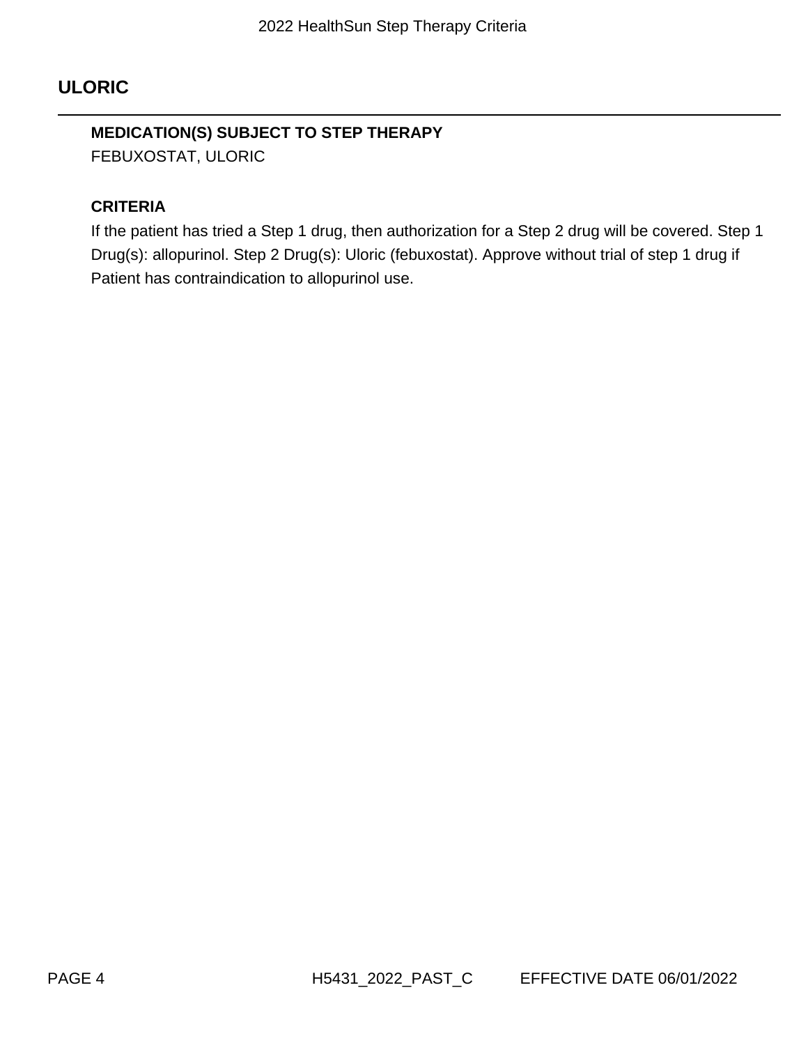## ULORIC

**MEDICATION(S) SUBJECT TO STEP THERAPY**

FEBUXOSTAT, ULORIC

**CRITERIA**

If the patient has tried a Step 1 drug, then authorization for a Step 2 drug will be covered. Step 1 Drug(s): allopurinol. Step 2 Drug(s): Uloric (febuxostat). Approve without trial of step 1 drug if Patient has contraindication to allopurinol use.